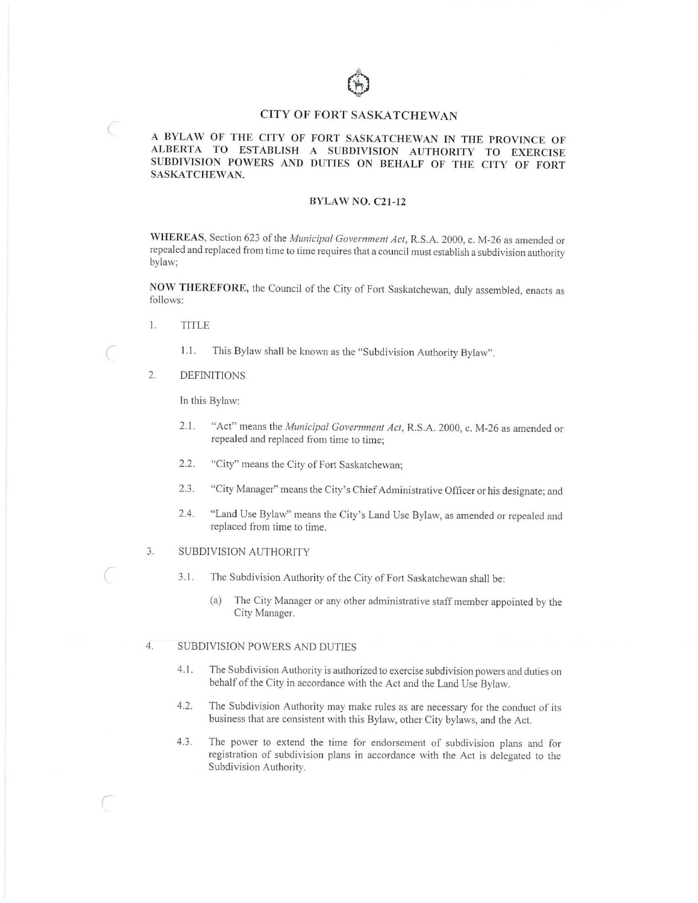# CITY OF FORT SASKATCHEWAN

## A BYLAW OF THE CITY OF FORT SASKATCHEWAN IN THE PROVINCE OF ALBERTA TO ESTABLISH A SUBDIVISION AUTHORITY TO EXERCISE SUBDIVISION POWERS AND DUTIES ON BEHALF OF THE CITY OF FORT SASKATCHEWAN.

### BYLAW NO. C21-12

**WHEREAS**, Section 623 of the *Municipal Government Act*, R.S.A. 2000, c. M-26 as amended or repealed and replaced from time to time requires that a council must establish a subdivision authority bylaw;

**NOW THEREFORE,** the Council of the City of Fort Saskatchewan, duly assembled, enacts as follows:

1. TITLE

   1.1. This Bylaw shall be known as the "Subdivision Authority Bylaw".

2. DEFINITIONS

   In this Bylaw:

   2.1. "Act" means the *Municipal Government Act*, R.S.A. 2000, c. M-26 as amended or repealed and replaced from time to time;

   2.2. "City" means the City of Fort Saskatchewan;

   2.3. "City Manager" means the City's Chief Administrative Officer or his designate; and

   2.4. "Land Use Bylaw" means the City's Land Use Bylaw, as amended or repealed and replaced from time to time.

3. SUBDIVISION AUTHORITY

   3.1. The Subdivision Authority of the City of Fort Saskatchewan shall be:

   (a) The City Manager or any other administrative staff member appointed by the City Manager.

4. SUBDIVISION POWERS AND DUTIES

   4.1. The Subdivision Authority is authorized to exercise subdivision powers and duties on behalf of the City in accordance with the Act and the Land Use Bylaw.

   4.2. The Subdivision Authority may make rules as are necessary for the conduct of its business that are consistent with this Bylaw, other City bylaws, and the Act.

   4.3. The power to extend the time for endorsement of subdivision plans and for registration of subdivision plans in accordance with the Act is delegated to the Subdivision Authority.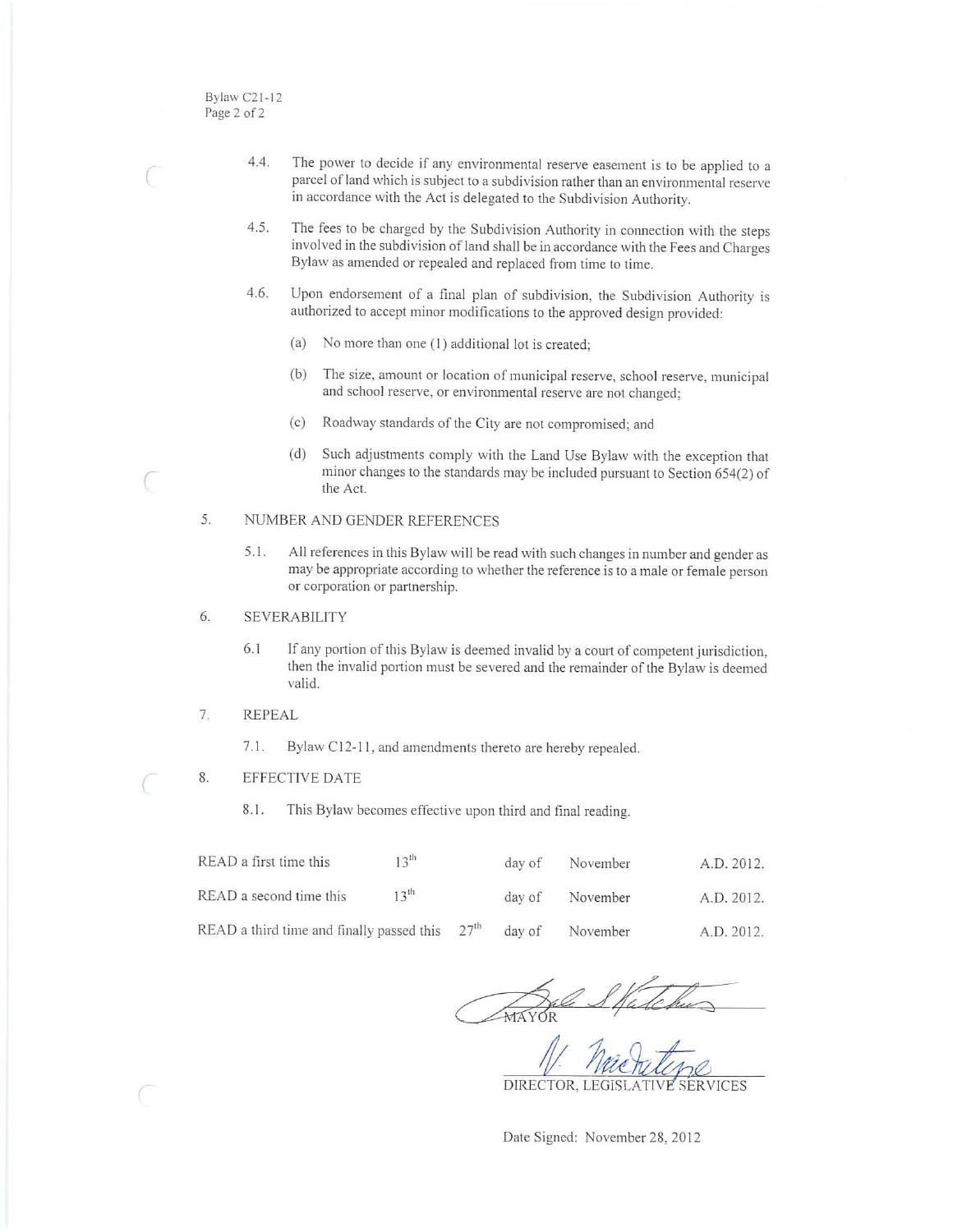4.4. The power to decide if any environmental reserve easement is to be applied to a parcel of land which is subject to a subdivision rather than an environmental reserve in accordance with the Act is delegated to the Subdivision Authority.

4.5. The fees to be charged by the Subdivision Authority in connection with the steps involved in the subdivision of land shall be in accordance with the Fees and Charges Bylaw as amended or repealed and replaced from time to time.

4.6. Upon endorsement of a final plan of subdivision, the Subdivision Authority is authorized to accept minor modifications to the approved design provided:

(a) No more than one (1) additional lot is created;

(b) The size, amount or location of municipal reserve, school reserve, municipal and school reserve, or environmental reserve are not changed;

(c) Roadway standards of the City are not compromised; and

(d) Such adjustments comply with the Land Use Bylaw with the exception that minor changes to the standards may be included pursuant to Section 654(2) of the Act.

5. NUMBER AND GENDER REFERENCES

5.1. All references in this Bylaw will be read with such changes in number and gender as may be appropriate according to whether the reference is to a male or female person or corporation or partnership.

6. SEVERABILITY

6.1 If any portion of this Bylaw is deemed invalid by a court of competent jurisdiction, then the invalid portion must be severed and the remainder of the Bylaw is deemed valid.

7. REPEAL

7.1. Bylaw C12-11, and amendments thereto are hereby repealed.

8. EFFECTIVE DATE

8.1. This Bylaw becomes effective upon third and final reading.

| | | | | |
|---|---|---|---|---|
| READ a first time this | 13th | day of | November | A.D. 2012. |
| READ a second time this | 13th | day of | November | A.D. 2012. |
| READ a third time and finally passed this | 27th | day of | November | A.D. 2012. |

MAYOR

DIRECTOR, LEGISLATIVE SERVICES

Date Signed: November 28, 2012